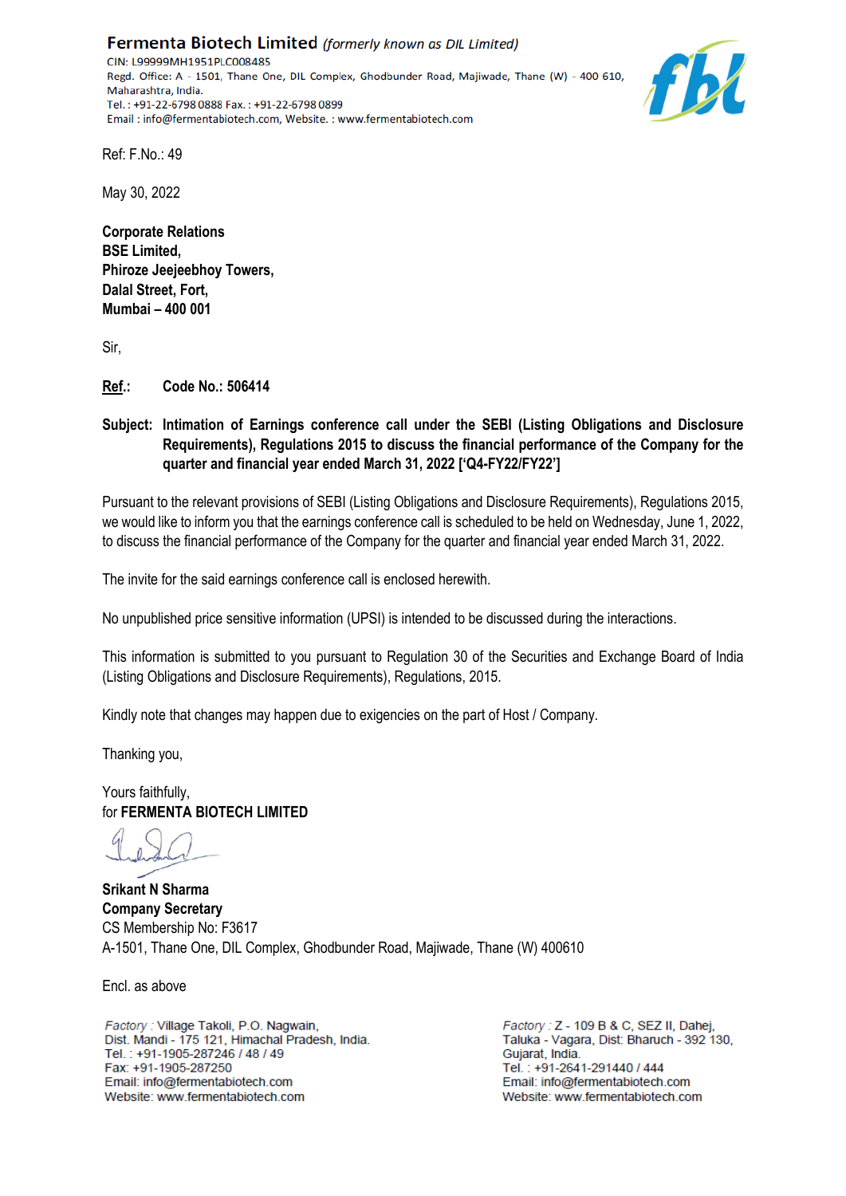**Fermenta Biotech Limited** *(formerly known as DIL Limited)*
CIN: L99999MH1951PLC008485
Regd. Office: A - 1501, Thane One, DIL Complex, Ghodbunder Road, Majiwade, Thane (W) - 400 610, Maharashtra, India.
Tel.: +91-22-6798 0888 Fax.: +91-22-6798 0899
Email: info@fermentabiotech.com, Website.: www.fermentabiotech.com

Ref: F.No.: 49

May 30, 2022

**Corporate Relations**
**BSE Limited,**
**Phiroze Jeejeebhoy Towers,**
**Dalal Street, Fort,**
**Mumbai – 400 001**

Sir,

**Ref.:** **Code No.: 506414**

**Subject: Intimation of Earnings conference call under the SEBI (Listing Obligations and Disclosure Requirements), Regulations 2015 to discuss the financial performance of the Company for the quarter and financial year ended March 31, 2022 ['Q4-FY22/FY22']**

Pursuant to the relevant provisions of SEBI (Listing Obligations and Disclosure Requirements), Regulations 2015, we would like to inform you that the earnings conference call is scheduled to be held on Wednesday, June 1, 2022, to discuss the financial performance of the Company for the quarter and financial year ended March 31, 2022.

The invite for the said earnings conference call is enclosed herewith.

No unpublished price sensitive information (UPSI) is intended to be discussed during the interactions.

This information is submitted to you pursuant to Regulation 30 of the Securities and Exchange Board of India (Listing Obligations and Disclosure Requirements), Regulations, 2015.

Kindly note that changes may happen due to exigencies on the part of Host / Company.

Thanking you,

Yours faithfully,
for **FERMENTA BIOTECH LIMITED**

**Srikant N Sharma**
**Company Secretary**
CS Membership No: F3617
A-1501, Thane One, DIL Complex, Ghodbunder Road, Majiwade, Thane (W) 400610

Encl. as above

*Factory* : Village Takoli, P.O. Nagwain,
Dist. Mandi - 175 121, Himachal Pradesh, India.
Tel.: +91-1905-287246 / 48 / 49
Fax: +91-1905-287250
Email: info@fermentabiotech.com
Website: www.fermentabiotech.com

*Factory* : Z - 109 B & C, SEZ II, Dahej,
Taluka - Vagara, Dist: Bharuch - 392 130,
Gujarat, India.
Tel.: +91-2641-291440 / 444
Email: info@fermentabiotech.com
Website: www.fermentabiotech.com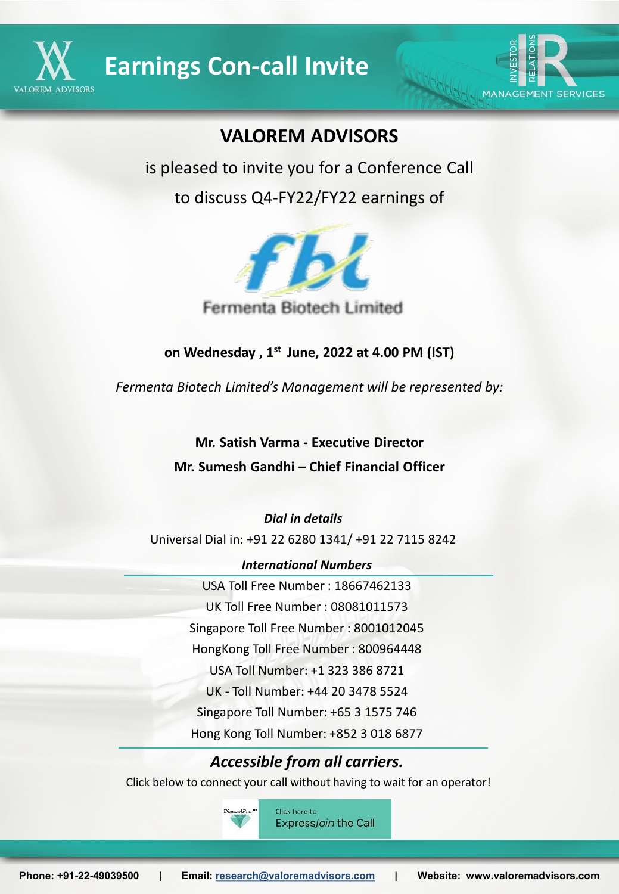# Earnings Con-call Invite

VALOREM ADVISORS

INVESTOR RELATIONS MANAGEMENT SERVICES

## VALOREM ADVISORS

is pleased to invite you for a Conference Call

to discuss Q4-FY22/FY22 earnings of

fbl

Fermenta Biotech Limited

**on Wednesday , 1st June, 2022 at 4.00 PM (IST)**

*Fermenta Biotech Limited's Management will be represented by:*

**Mr. Satish Varma - Executive Director**

**Mr. Sumesh Gandhi – Chief Financial Officer**

***Dial in details***

Universal Dial in: +91 22 6280 1341/ +91 22 7115 8242

***International Numbers***

USA Toll Free Number : 18667462133

UK Toll Free Number : 08081011573

Singapore Toll Free Number : 8001012045

HongKong Toll Free Number : 800964448

USA Toll Number: +1 323 386 8721

UK - Toll Number: +44 20 3478 5524

Singapore Toll Number: +65 3 1575 746

Hong Kong Toll Number: +852 3 018 6877

### *Accessible from all carriers.*

Click below to connect your call without having to wait for an operator!

DiamondPass™ Click here to ExpressJoin the Call

**Phone: +91-22-49039500 | Email: research@valoremadvisors.com | Website: www.valoremadvisors.com**